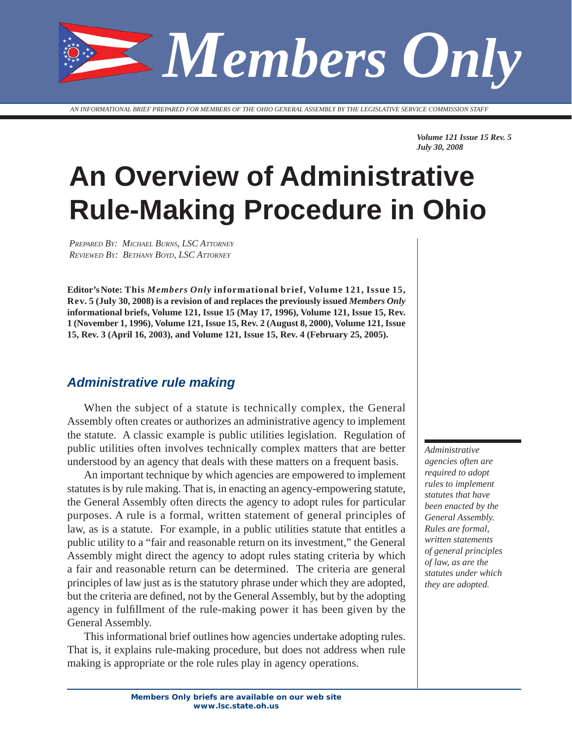# Members Only

AN INFORMATIONAL BRIEF PREPARED FOR MEMBERS OF THE OHIO GENERAL ASSEMBLY BY THE LEGISLATIVE SERVICE COMMISSION STAFF

*Volume 121 Issue 15 Rev. 5*
*July 30, 2008*

# An Overview of Administrative Rule-Making Procedure in Ohio

*PREPARED BY: MICHAEL BURNS, LSC ATTORNEY*
*REVIEWED BY: BETHANY BOYD, LSC ATTORNEY*

**Editor's Note: This *Members Only* informational brief, Volume 121, Issue 15, Rev. 5 (July 30, 2008) is a revision of and replaces the previously issued *Members Only* informational briefs, Volume 121, Issue 15 (May 17, 1996), Volume 121, Issue 15, Rev. 1 (November 1, 1996), Volume 121, Issue 15, Rev. 2 (August 8, 2000), Volume 121, Issue 15, Rev. 3 (April 16, 2003), and Volume 121, Issue 15, Rev. 4 (February 25, 2005).**

## *Administrative rule making*

When the subject of a statute is technically complex, the General Assembly often creates or authorizes an administrative agency to implement the statute. A classic example is public utilities legislation. Regulation of public utilities often involves technically complex matters that are better understood by an agency that deals with these matters on a frequent basis.

An important technique by which agencies are empowered to implement statutes is by rule making. That is, in enacting an agency-empowering statute, the General Assembly often directs the agency to adopt rules for particular purposes. A rule is a formal, written statement of general principles of law, as is a statute. For example, in a public utilities statute that entitles a public utility to a "fair and reasonable return on its investment," the General Assembly might direct the agency to adopt rules stating criteria by which a fair and reasonable return can be determined. The criteria are general principles of law just as is the statutory phrase under which they are adopted, but the criteria are defined, not by the General Assembly, but by the adopting agency in fulfillment of the rule-making power it has been given by the General Assembly.

*Administrative agencies often are required to adopt rules to implement statutes that have been enacted by the General Assembly. Rules are formal, written statements of general principles of law, as are the statutes under which they are adopted.*

This informational brief outlines how agencies undertake adopting rules. That is, it explains rule-making procedure, but does not address when rule making is appropriate or the role rules play in agency operations.

**Members Only briefs are available on our web site www.lsc.state.oh.us**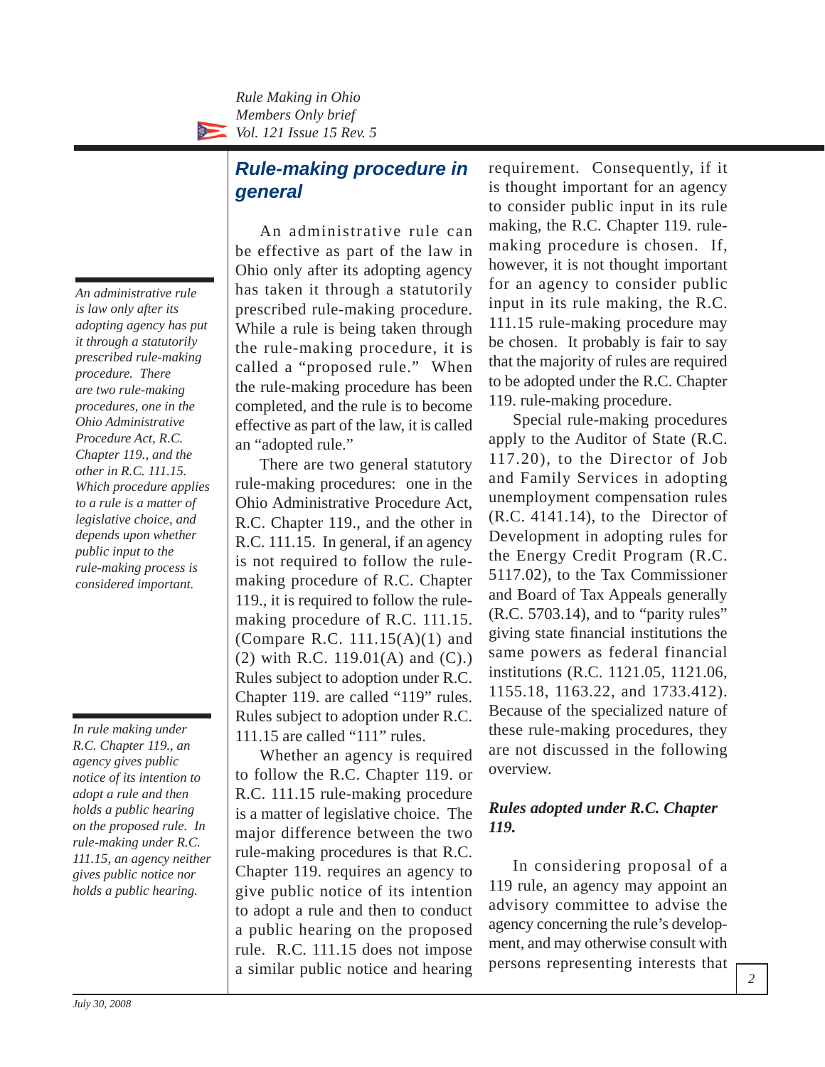## Rule-making procedure in general

*An administrative rule is law only after its adopting agency has put it through a statutorily prescribed rule-making procedure. There are two rule-making procedures, one in the Ohio Administrative Procedure Act, R.C. Chapter 119., and the other in R.C. 111.15. Which procedure applies to a rule is a matter of legislative choice, and depends upon whether public input to the rule-making process is considered important.*

An administrative rule can be effective as part of the law in Ohio only after its adopting agency has taken it through a statutorily prescribed rule-making procedure. While a rule is being taken through the rule-making procedure, it is called a "proposed rule." When the rule-making procedure has been completed, and the rule is to become effective as part of the law, it is called an "adopted rule."

There are two general statutory rule-making procedures: one in the Ohio Administrative Procedure Act, R.C. Chapter 119., and the other in R.C. 111.15. In general, if an agency is not required to follow the rule-making procedure of R.C. Chapter 119., it is required to follow the rule-making procedure of R.C. 111.15. (Compare R.C. 111.15(A)(1) and (2) with R.C. 119.01(A) and (C).) Rules subject to adoption under R.C. Chapter 119. are called "119" rules. Rules subject to adoption under R.C. 111.15 are called "111" rules.

*In rule making under R.C. Chapter 119., an agency gives public notice of its intention to adopt a rule and then holds a public hearing on the proposed rule. In rule-making under R.C. 111.15, an agency neither gives public notice nor holds a public hearing.*

Whether an agency is required to follow the R.C. Chapter 119. or R.C. 111.15 rule-making procedure is a matter of legislative choice. The major difference between the two rule-making procedures is that R.C. Chapter 119. requires an agency to give public notice of its intention to adopt a rule and then to conduct a public hearing on the proposed rule. R.C. 111.15 does not impose a similar public notice and hearing requirement. Consequently, if it is thought important for an agency to consider public input in its rule making, the R.C. Chapter 119. rule-making procedure is chosen. If, however, it is not thought important for an agency to consider public input in its rule making, the R.C. 111.15 rule-making procedure may be chosen. It probably is fair to say that the majority of rules are required to be adopted under the R.C. Chapter 119. rule-making procedure.

Special rule-making procedures apply to the Auditor of State (R.C. 117.20), to the Director of Job and Family Services in adopting unemployment compensation rules (R.C. 4141.14), to the Director of Development in adopting rules for the Energy Credit Program (R.C. 5117.02), to the Tax Commissioner and Board of Tax Appeals generally (R.C. 5703.14), and to "parity rules" giving state financial institutions the same powers as federal financial institutions (R.C. 1121.05, 1121.06, 1155.18, 1163.22, and 1733.412). Because of the specialized nature of these rule-making procedures, they are not discussed in the following overview.

### *Rules adopted under R.C. Chapter 119.*

In considering proposal of a 119 rule, an agency may appoint an advisory committee to advise the agency concerning the rule's development, and may otherwise consult with persons representing interests that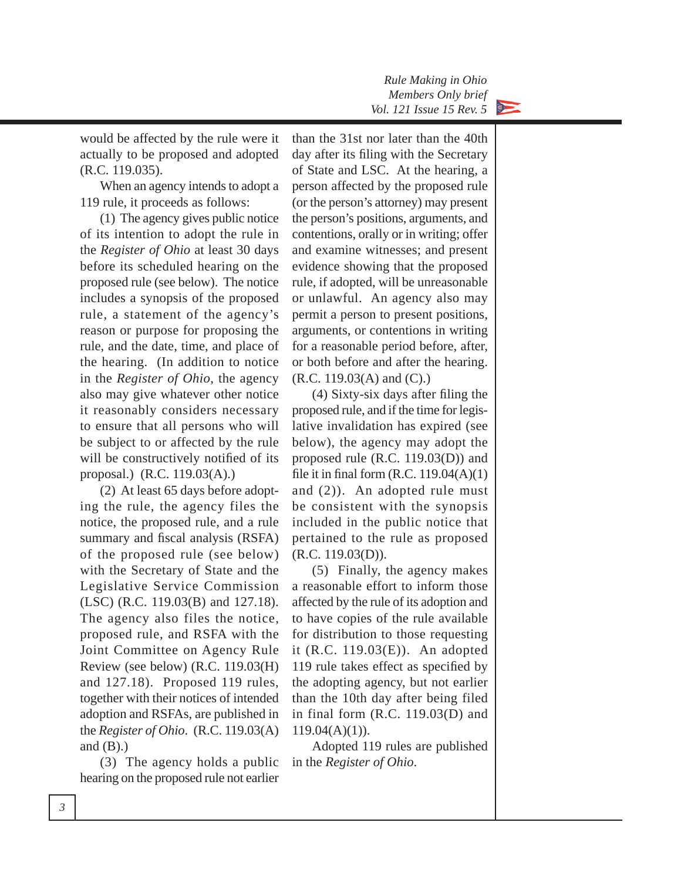would be affected by the rule were it actually to be proposed and adopted (R.C. 119.035).

When an agency intends to adopt a 119 rule, it proceeds as follows:

(1) The agency gives public notice of its intention to adopt the rule in the *Register of Ohio* at least 30 days before its scheduled hearing on the proposed rule (see below). The notice includes a synopsis of the proposed rule, a statement of the agency's reason or purpose for proposing the rule, and the date, time, and place of the hearing. (In addition to notice in the *Register of Ohio*, the agency also may give whatever other notice it reasonably considers necessary to ensure that all persons who will be subject to or affected by the rule will be constructively notified of its proposal.) (R.C. 119.03(A).)

(2) At least 65 days before adopting the rule, the agency files the notice, the proposed rule, and a rule summary and fiscal analysis (RSFA) of the proposed rule (see below) with the Secretary of State and the Legislative Service Commission (LSC) (R.C. 119.03(B) and 127.18). The agency also files the notice, proposed rule, and RSFA with the Joint Committee on Agency Rule Review (see below) (R.C. 119.03(H) and 127.18). Proposed 119 rules, together with their notices of intended adoption and RSFAs, are published in the *Register of Ohio*. (R.C. 119.03(A) and (B).)

(3) The agency holds a public hearing on the proposed rule not earlier than the 31st nor later than the 40th day after its filing with the Secretary of State and LSC. At the hearing, a person affected by the proposed rule (or the person's attorney) may present the person's positions, arguments, and contentions, orally or in writing; offer and examine witnesses; and present evidence showing that the proposed rule, if adopted, will be unreasonable or unlawful. An agency also may permit a person to present positions, arguments, or contentions in writing for a reasonable period before, after, or both before and after the hearing. (R.C. 119.03(A) and (C).)

(4) Sixty-six days after filing the proposed rule, and if the time for legislative invalidation has expired (see below), the agency may adopt the proposed rule (R.C. 119.03(D)) and file it in final form (R.C. 119.04(A)(1) and (2)). An adopted rule must be consistent with the synopsis included in the public notice that pertained to the rule as proposed (R.C. 119.03(D)).

(5) Finally, the agency makes a reasonable effort to inform those affected by the rule of its adoption and to have copies of the rule available for distribution to those requesting it (R.C. 119.03(E)). An adopted 119 rule takes effect as specified by the adopting agency, but not earlier than the 10th day after being filed in final form (R.C. 119.03(D) and 119.04(A)(1)).

Adopted 119 rules are published in the *Register of Ohio*.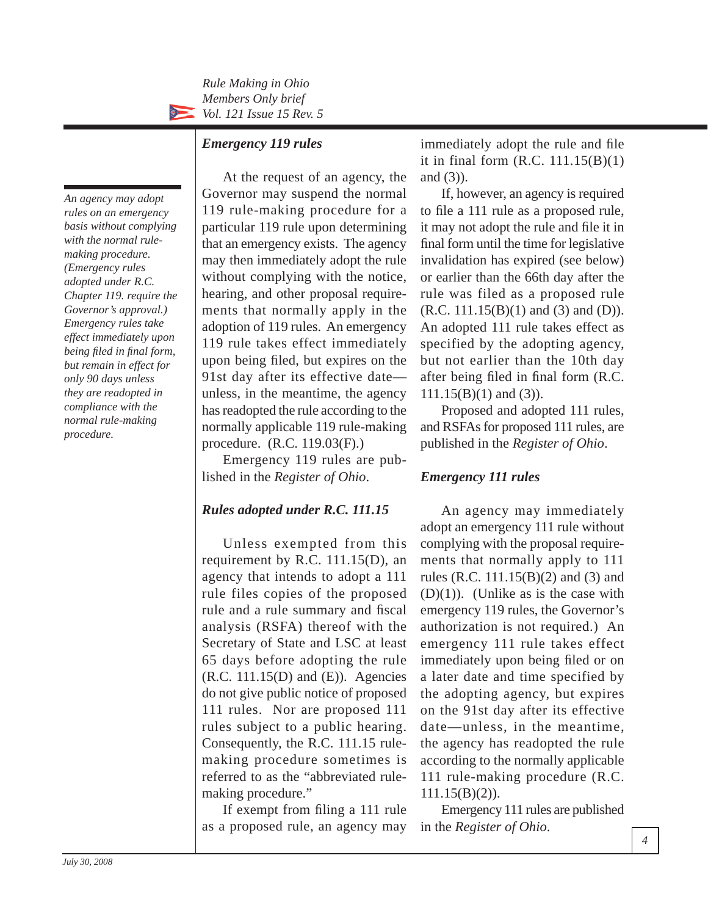*An agency may adopt rules on an emergency basis without complying with the normal rule-making procedure. (Emergency rules adopted under R.C. Chapter 119. require the Governor's approval.) Emergency rules take effect immediately upon being filed in final form, but remain in effect for only 90 days unless they are readopted in compliance with the normal rule-making procedure.*

### *Emergency 119 rules*

At the request of an agency, the Governor may suspend the normal 119 rule-making procedure for a particular 119 rule upon determining that an emergency exists. The agency may then immediately adopt the rule without complying with the notice, hearing, and other proposal requirements that normally apply in the adoption of 119 rules. An emergency 119 rule takes effect immediately upon being filed, but expires on the 91st day after its effective date—unless, in the meantime, the agency has readopted the rule according to the normally applicable 119 rule-making procedure. (R.C. 119.03(F).)

Emergency 119 rules are published in the *Register of Ohio*.

### *Rules adopted under R.C. 111.15*

Unless exempted from this requirement by R.C. 111.15(D), an agency that intends to adopt a 111 rule files copies of the proposed rule and a rule summary and fiscal analysis (RSFA) thereof with the Secretary of State and LSC at least 65 days before adopting the rule (R.C. 111.15(D) and (E)). Agencies do not give public notice of proposed 111 rules. Nor are proposed 111 rules subject to a public hearing. Consequently, the R.C. 111.15 rule-making procedure sometimes is referred to as the "abbreviated rule-making procedure."

If exempt from filing a 111 rule as a proposed rule, an agency may immediately adopt the rule and file it in final form (R.C. 111.15(B)(1) and (3)).

If, however, an agency is required to file a 111 rule as a proposed rule, it may not adopt the rule and file it in final form until the time for legislative invalidation has expired (see below) or earlier than the 66th day after the rule was filed as a proposed rule (R.C. 111.15(B)(1) and (3) and (D)). An adopted 111 rule takes effect as specified by the adopting agency, but not earlier than the 10th day after being filed in final form (R.C. 111.15(B)(1) and (3)).

Proposed and adopted 111 rules, and RSFAs for proposed 111 rules, are published in the *Register of Ohio*.

### *Emergency 111 rules*

An agency may immediately adopt an emergency 111 rule without complying with the proposal requirements that normally apply to 111 rules (R.C. 111.15(B)(2) and (3) and (D)(1)). (Unlike as is the case with emergency 119 rules, the Governor's authorization is not required.) An emergency 111 rule takes effect immediately upon being filed or on a later date and time specified by the adopting agency, but expires on the 91st day after its effective date—unless, in the meantime, the agency has readopted the rule according to the normally applicable 111 rule-making procedure (R.C. 111.15(B)(2)).

Emergency 111 rules are published in the *Register of Ohio*.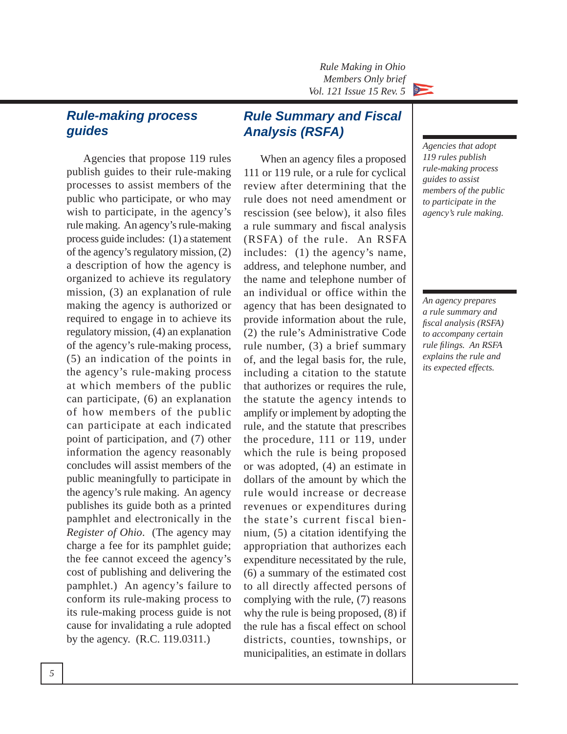## Rule-making process guides

Agencies that propose 119 rules publish guides to their rule-making processes to assist members of the public who participate, or who may wish to participate, in the agency's rule making. An agency's rule-making process guide includes: (1) a statement of the agency's regulatory mission, (2) a description of how the agency is organized to achieve its regulatory mission, (3) an explanation of rule making the agency is authorized or required to engage in to achieve its regulatory mission, (4) an explanation of the agency's rule-making process, (5) an indication of the points in the agency's rule-making process at which members of the public can participate, (6) an explanation of how members of the public can participate at each indicated point of participation, and (7) other information the agency reasonably concludes will assist members of the public meaningfully to participate in the agency's rule making. An agency publishes its guide both as a printed pamphlet and electronically in the *Register of Ohio*. (The agency may charge a fee for its pamphlet guide; the fee cannot exceed the agency's cost of publishing and delivering the pamphlet.) An agency's failure to conform its rule-making process to its rule-making process guide is not cause for invalidating a rule adopted by the agency. (R.C. 119.0311.)

*Agencies that adopt 119 rules publish rule-making process guides to assist members of the public to participate in the agency's rule making.*

## Rule Summary and Fiscal Analysis (RSFA)

When an agency files a proposed 111 or 119 rule, or a rule for cyclical review after determining that the rule does not need amendment or rescission (see below), it also files a rule summary and fiscal analysis (RSFA) of the rule. An RSFA includes: (1) the agency's name, address, and telephone number, and the name and telephone number of an individual or office within the agency that has been designated to provide information about the rule, (2) the rule's Administrative Code rule number, (3) a brief summary of, and the legal basis for, the rule, including a citation to the statute that authorizes or requires the rule, the statute the agency intends to amplify or implement by adopting the rule, and the statute that prescribes the procedure, 111 or 119, under which the rule is being proposed or was adopted, (4) an estimate in dollars of the amount by which the rule would increase or decrease revenues or expenditures during the state's current fiscal biennium, (5) a citation identifying the appropriation that authorizes each expenditure necessitated by the rule, (6) a summary of the estimated cost to all directly affected persons of complying with the rule, (7) reasons why the rule is being proposed, (8) if the rule has a fiscal effect on school districts, counties, townships, or municipalities, an estimate in dollars

*An agency prepares a rule summary and fiscal analysis (RSFA) to accompany certain rule filings. An RSFA explains the rule and its expected effects.*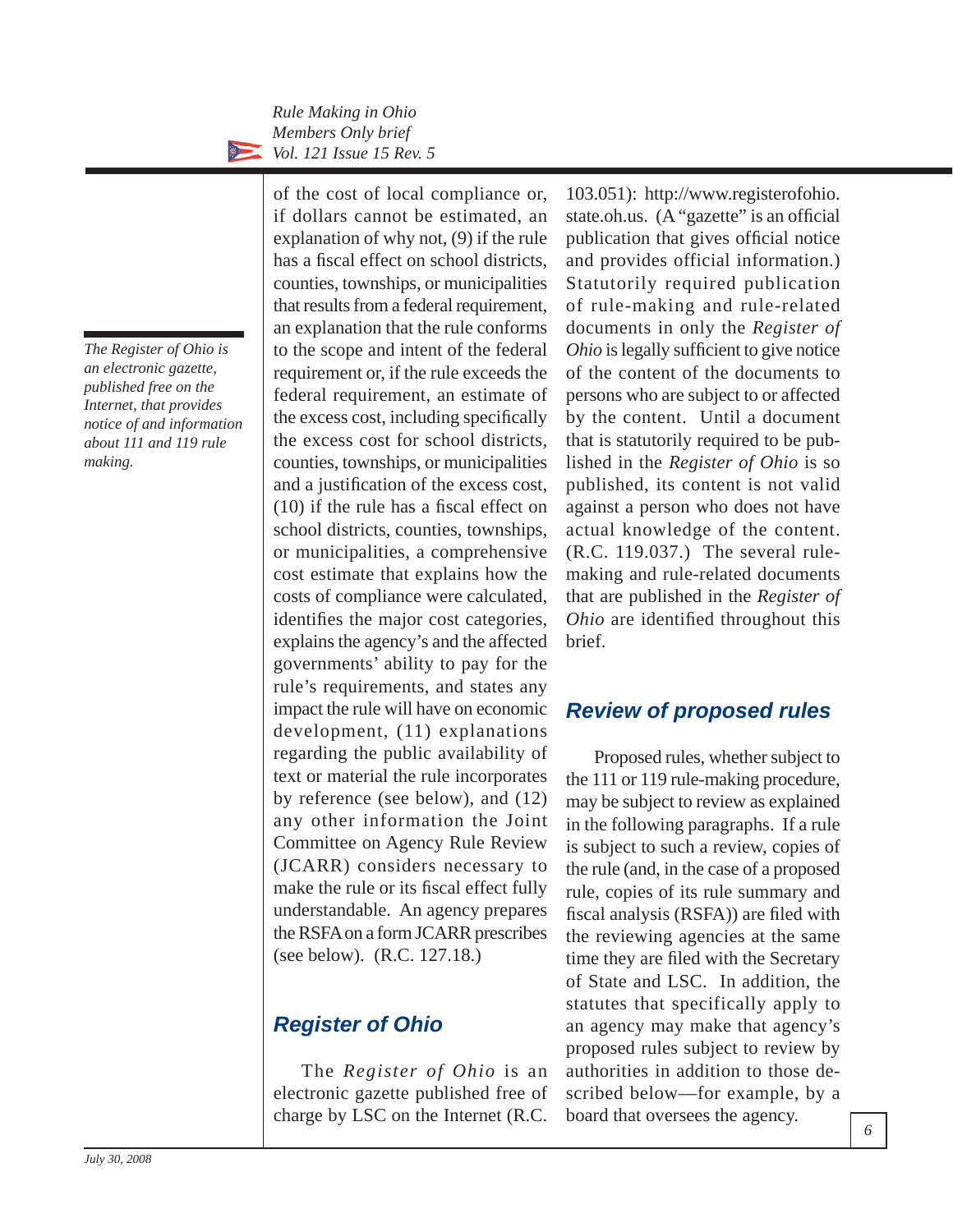of the cost of local compliance or, if dollars cannot be estimated, an explanation of why not, (9) if the rule has a fiscal effect on school districts, counties, townships, or municipalities that results from a federal requirement, an explanation that the rule conforms to the scope and intent of the federal requirement or, if the rule exceeds the federal requirement, an estimate of the excess cost, including specifically the excess cost for school districts, counties, townships, or municipalities and a justification of the excess cost, (10) if the rule has a fiscal effect on school districts, counties, townships, or municipalities, a comprehensive cost estimate that explains how the costs of compliance were calculated, identifies the major cost categories, explains the agency's and the affected governments' ability to pay for the rule's requirements, and states any impact the rule will have on economic development, (11) explanations regarding the public availability of text or material the rule incorporates by reference (see below), and (12) any other information the Joint Committee on Agency Rule Review (JCARR) considers necessary to make the rule or its fiscal effect fully understandable. An agency prepares the RSFA on a form JCARR prescribes (see below). (R.C. 127.18.)

*The Register of Ohio is an electronic gazette, published free on the Internet, that provides notice of and information about 111 and 119 rule making.*

## Register of Ohio

The *Register of Ohio* is an electronic gazette published free of charge by LSC on the Internet (R.C. 103.051): http://www.registerofohio.state.oh.us. (A "gazette" is an official publication that gives official notice and provides official information.) Statutorily required publication of rule-making and rule-related documents in only the *Register of Ohio* is legally sufficient to give notice of the content of the documents to persons who are subject to or affected by the content. Until a document that is statutorily required to be published in the *Register of Ohio* is so published, its content is not valid against a person who does not have actual knowledge of the content. (R.C. 119.037.) The several rule-making and rule-related documents that are published in the *Register of Ohio* are identified throughout this brief.

## Review of proposed rules

Proposed rules, whether subject to the 111 or 119 rule-making procedure, may be subject to review as explained in the following paragraphs. If a rule is subject to such a review, copies of the rule (and, in the case of a proposed rule, copies of its rule summary and fiscal analysis (RSFA)) are filed with the reviewing agencies at the same time they are filed with the Secretary of State and LSC. In addition, the statutes that specifically apply to an agency may make that agency's proposed rules subject to review by authorities in addition to those described below—for example, by a board that oversees the agency.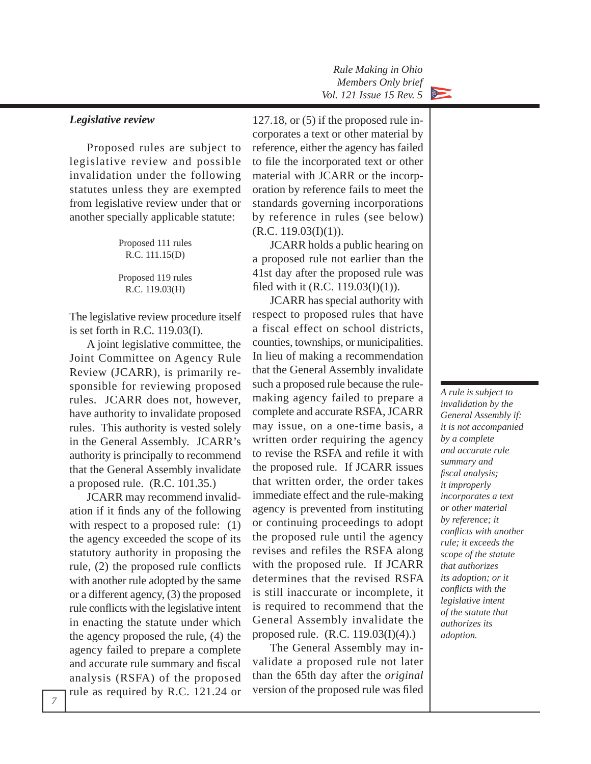### *Legislative review*

Proposed rules are subject to legislative review and possible invalidation under the following statutes unless they are exempted from legislative review under that or another specially applicable statute:

Proposed 111 rules
R.C. 111.15(D)

Proposed 119 rules
R.C. 119.03(H)

The legislative review procedure itself is set forth in R.C. 119.03(I).

A joint legislative committee, the Joint Committee on Agency Rule Review (JCARR), is primarily responsible for reviewing proposed rules. JCARR does not, however, have authority to invalidate proposed rules. This authority is vested solely in the General Assembly. JCARR's authority is principally to recommend that the General Assembly invalidate a proposed rule. (R.C. 101.35.)

JCARR may recommend invalidation if it finds any of the following with respect to a proposed rule: (1) the agency exceeded the scope of its statutory authority in proposing the rule, (2) the proposed rule conflicts with another rule adopted by the same or a different agency, (3) the proposed rule conflicts with the legislative intent in enacting the statute under which the agency proposed the rule, (4) the agency failed to prepare a complete and accurate rule summary and fiscal analysis (RSFA) of the proposed rule as required by R.C. 121.24 or 127.18, or (5) if the proposed rule incorporates a text or other material by reference, either the agency has failed to file the incorporated text or other material with JCARR or the incorporation by reference fails to meet the standards governing incorporations by reference in rules (see below) (R.C. 119.03(I)(1)).

JCARR holds a public hearing on a proposed rule not earlier than the 41st day after the proposed rule was filed with it (R.C. 119.03(I)(1)).

JCARR has special authority with respect to proposed rules that have a fiscal effect on school districts, counties, townships, or municipalities. In lieu of making a recommendation that the General Assembly invalidate such a proposed rule because the rule-making agency failed to prepare a complete and accurate RSFA, JCARR may issue, on a one-time basis, a written order requiring the agency to revise the RSFA and refile it with the proposed rule. If JCARR issues that written order, the order takes immediate effect and the rule-making agency is prevented from instituting or continuing proceedings to adopt the proposed rule until the agency revises and refiles the RSFA along with the proposed rule. If JCARR determines that the revised RSFA is still inaccurate or incomplete, it is required to recommend that the General Assembly invalidate the proposed rule. (R.C. 119.03(I)(4).)

The General Assembly may invalidate a proposed rule not later than the 65th day after the *original* version of the proposed rule was filed

*A rule is subject to invalidation by the General Assembly if: it is not accompanied by a complete and accurate rule summary and fiscal analysis; it improperly incorporates a text or other material by reference; it conflicts with another rule; it exceeds the scope of the statute that authorizes its adoption; or it conflicts with the legislative intent of the statute that authorizes its adoption.*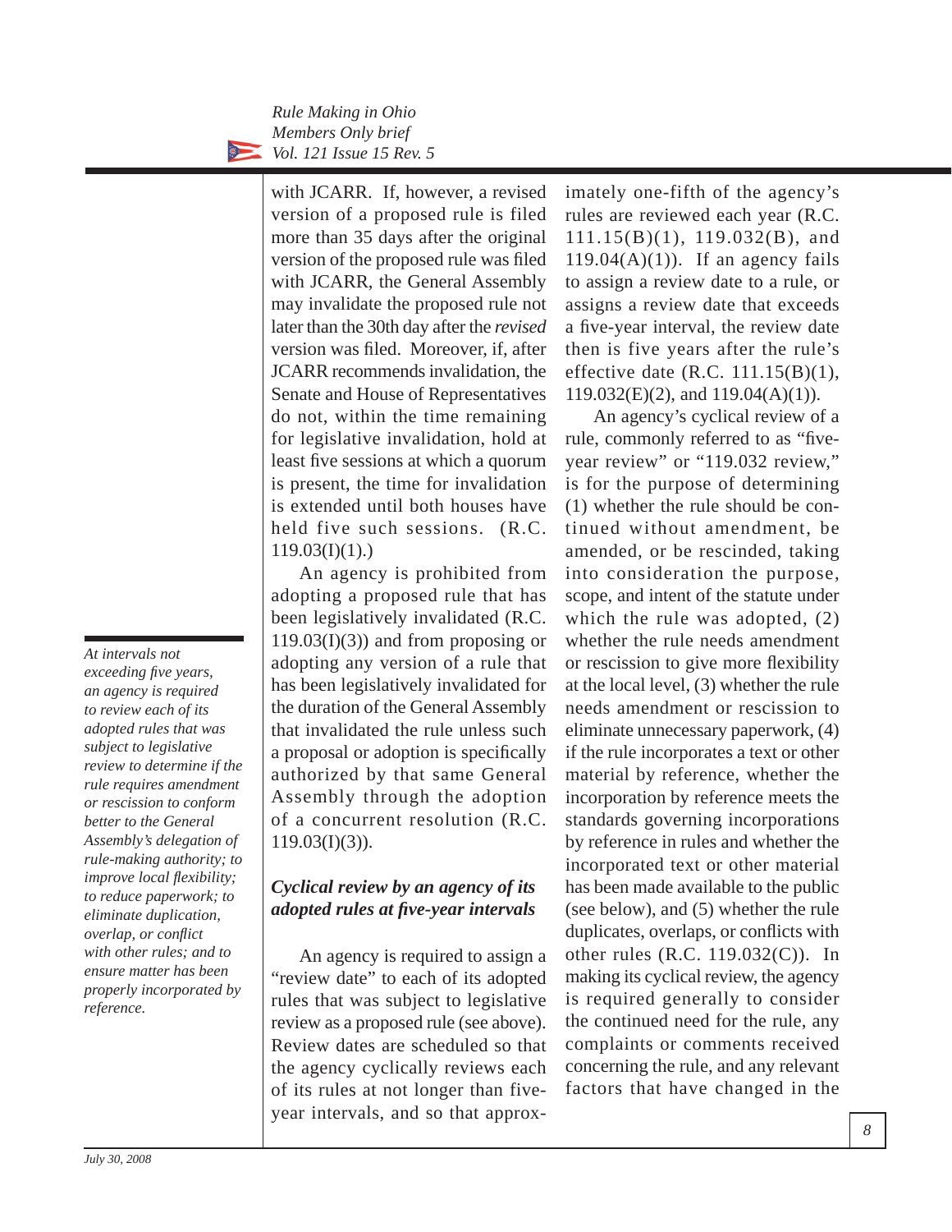with JCARR. If, however, a revised version of a proposed rule is filed more than 35 days after the original version of the proposed rule was filed with JCARR, the General Assembly may invalidate the proposed rule not later than the 30th day after the *revised* version was filed. Moreover, if, after JCARR recommends invalidation, the Senate and House of Representatives do not, within the time remaining for legislative invalidation, hold at least five sessions at which a quorum is present, the time for invalidation is extended until both houses have held five such sessions. (R.C. 119.03(I)(1).)

An agency is prohibited from adopting a proposed rule that has been legislatively invalidated (R.C. 119.03(I)(3)) and from proposing or adopting any version of a rule that has been legislatively invalidated for the duration of the General Assembly that invalidated the rule unless such a proposal or adoption is specifically authorized by that same General Assembly through the adoption of a concurrent resolution (R.C. 119.03(I)(3)).

### *Cyclical review by an agency of its adopted rules at five-year intervals*

*At intervals not exceeding five years, an agency is required to review each of its adopted rules that was subject to legislative review to determine if the rule requires amendment or rescission to conform better to the General Assembly's delegation of rule-making authority; to improve local flexibility; to reduce paperwork; to eliminate duplication, overlap, or conflict with other rules; and to ensure matter has been properly incorporated by reference.*

An agency is required to assign a "review date" to each of its adopted rules that was subject to legislative review as a proposed rule (see above). Review dates are scheduled so that the agency cyclically reviews each of its rules at not longer than five-year intervals, and so that approximately one-fifth of the agency's rules are reviewed each year (R.C. 111.15(B)(1), 119.032(B), and 119.04(A)(1)). If an agency fails to assign a review date to a rule, or assigns a review date that exceeds a five-year interval, the review date then is five years after the rule's effective date (R.C. 111.15(B)(1), 119.032(E)(2), and 119.04(A)(1)).

An agency's cyclical review of a rule, commonly referred to as "five-year review" or "119.032 review," is for the purpose of determining (1) whether the rule should be continued without amendment, be amended, or be rescinded, taking into consideration the purpose, scope, and intent of the statute under which the rule was adopted, (2) whether the rule needs amendment or rescission to give more flexibility at the local level, (3) whether the rule needs amendment or rescission to eliminate unnecessary paperwork, (4) if the rule incorporates a text or other material by reference, whether the incorporation by reference meets the standards governing incorporations by reference in rules and whether the incorporated text or other material has been made available to the public (see below), and (5) whether the rule duplicates, overlaps, or conflicts with other rules (R.C. 119.032(C)). In making its cyclical review, the agency is required generally to consider the continued need for the rule, any complaints or comments received concerning the rule, and any relevant factors that have changed in the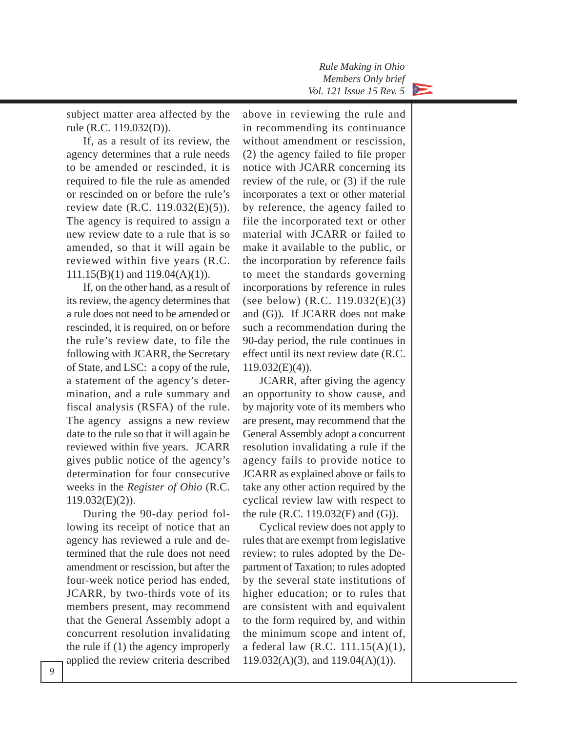subject matter area affected by the rule (R.C. 119.032(D)).

If, as a result of its review, the agency determines that a rule needs to be amended or rescinded, it is required to file the rule as amended or rescinded on or before the rule's review date (R.C. 119.032(E)(5)). The agency is required to assign a new review date to a rule that is so amended, so that it will again be reviewed within five years (R.C. 111.15(B)(1) and 119.04(A)(1)).

If, on the other hand, as a result of its review, the agency determines that a rule does not need to be amended or rescinded, it is required, on or before the rule's review date, to file the following with JCARR, the Secretary of State, and LSC: a copy of the rule, a statement of the agency's determination, and a rule summary and fiscal analysis (RSFA) of the rule. The agency assigns a new review date to the rule so that it will again be reviewed within five years. JCARR gives public notice of the agency's determination for four consecutive weeks in the *Register of Ohio* (R.C. 119.032(E)(2)).

During the 90-day period following its receipt of notice that an agency has reviewed a rule and determined that the rule does not need amendment or rescission, but after the four-week notice period has ended, JCARR, by two-thirds vote of its members present, may recommend that the General Assembly adopt a concurrent resolution invalidating the rule if (1) the agency improperly applied the review criteria described above in reviewing the rule and in recommending its continuance without amendment or rescission, (2) the agency failed to file proper notice with JCARR concerning its review of the rule, or (3) if the rule incorporates a text or other material by reference, the agency failed to file the incorporated text or other material with JCARR or failed to make it available to the public, or the incorporation by reference fails to meet the standards governing incorporations by reference in rules (see below) (R.C. 119.032(E)(3) and (G)). If JCARR does not make such a recommendation during the 90-day period, the rule continues in effect until its next review date (R.C. 119.032(E)(4)).

JCARR, after giving the agency an opportunity to show cause, and by majority vote of its members who are present, may recommend that the General Assembly adopt a concurrent resolution invalidating a rule if the agency fails to provide notice to JCARR as explained above or fails to take any other action required by the cyclical review law with respect to the rule (R.C. 119.032(F) and (G)).

Cyclical review does not apply to rules that are exempt from legislative review; to rules adopted by the Department of Taxation; to rules adopted by the several state institutions of higher education; or to rules that are consistent with and equivalent to the form required by, and within the minimum scope and intent of, a federal law (R.C. 111.15(A)(1), 119.032(A)(3), and 119.04(A)(1)).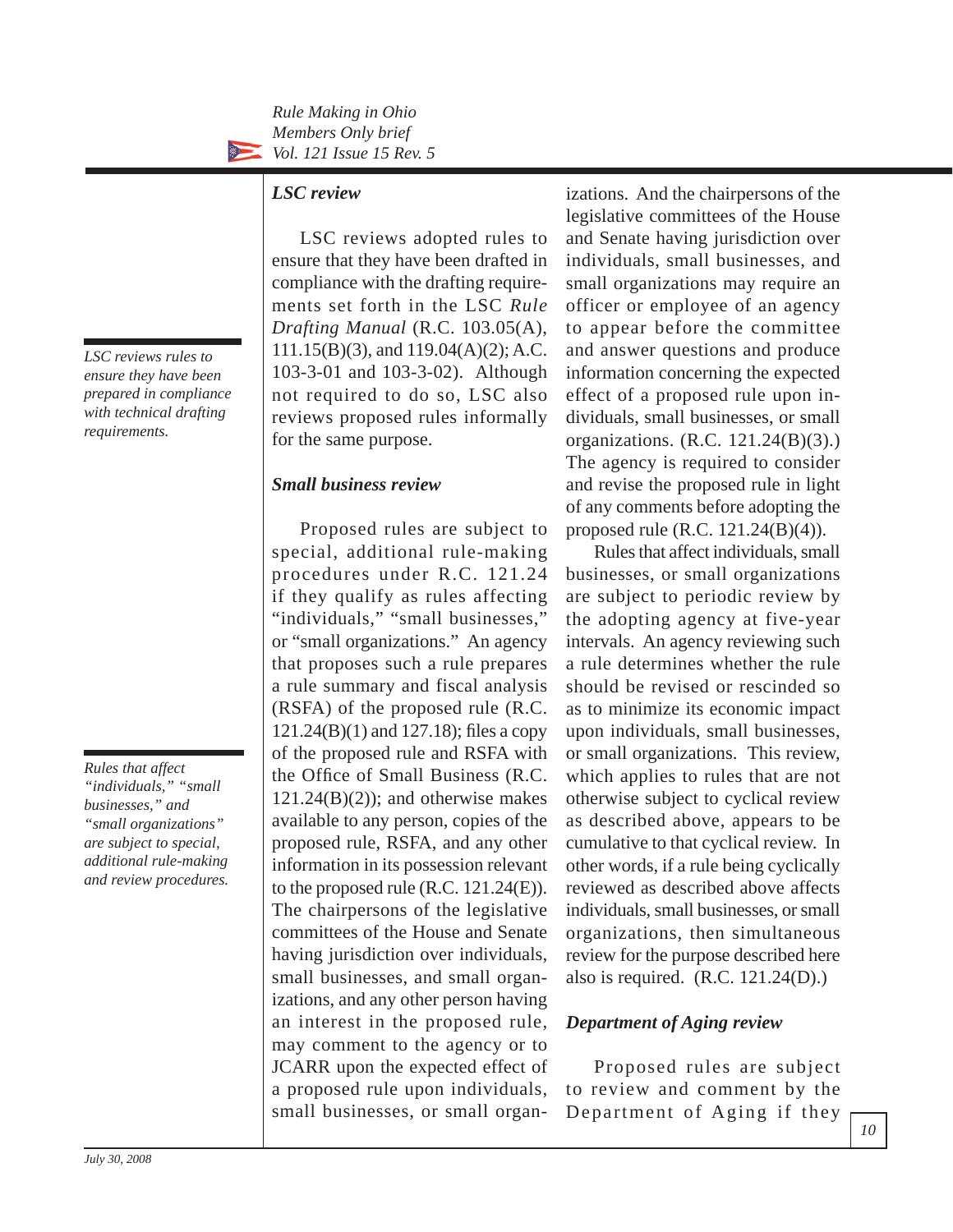*LSC reviews rules to ensure they have been prepared in compliance with technical drafting requirements.*

### *LSC review*

LSC reviews adopted rules to ensure that they have been drafted in compliance with the drafting requirements set forth in the LSC *Rule Drafting Manual* (R.C. 103.05(A), 111.15(B)(3), and 119.04(A)(2); A.C. 103-3-01 and 103-3-02). Although not required to do so, LSC also reviews proposed rules informally for the same purpose.

*Rules that affect "individuals," "small businesses," and "small organizations" are subject to special, additional rule-making and review procedures.*

### *Small business review*

Proposed rules are subject to special, additional rule-making procedures under R.C. 121.24 if they qualify as rules affecting "individuals," "small businesses," or "small organizations." An agency that proposes such a rule prepares a rule summary and fiscal analysis (RSFA) of the proposed rule (R.C. 121.24(B)(1) and 127.18); files a copy of the proposed rule and RSFA with the Office of Small Business (R.C. 121.24(B)(2)); and otherwise makes available to any person, copies of the proposed rule, RSFA, and any other information in its possession relevant to the proposed rule (R.C. 121.24(E)). The chairpersons of the legislative committees of the House and Senate having jurisdiction over individuals, small businesses, and small organizations, and any other person having an interest in the proposed rule, may comment to the agency or to JCARR upon the expected effect of a proposed rule upon individuals, small businesses, or small organizations. And the chairpersons of the legislative committees of the House and Senate having jurisdiction over individuals, small businesses, and small organizations may require an officer or employee of an agency to appear before the committee and answer questions and produce information concerning the expected effect of a proposed rule upon individuals, small businesses, or small organizations. (R.C. 121.24(B)(3).) The agency is required to consider and revise the proposed rule in light of any comments before adopting the proposed rule (R.C. 121.24(B)(4)).

Rules that affect individuals, small businesses, or small organizations are subject to periodic review by the adopting agency at five-year intervals. An agency reviewing such a rule determines whether the rule should be revised or rescinded so as to minimize its economic impact upon individuals, small businesses, or small organizations. This review, which applies to rules that are not otherwise subject to cyclical review as described above, appears to be cumulative to that cyclical review. In other words, if a rule being cyclically reviewed as described above affects individuals, small businesses, or small organizations, then simultaneous review for the purpose described here also is required. (R.C. 121.24(D).)

### *Department of Aging review*

Proposed rules are subject to review and comment by the Department of Aging if they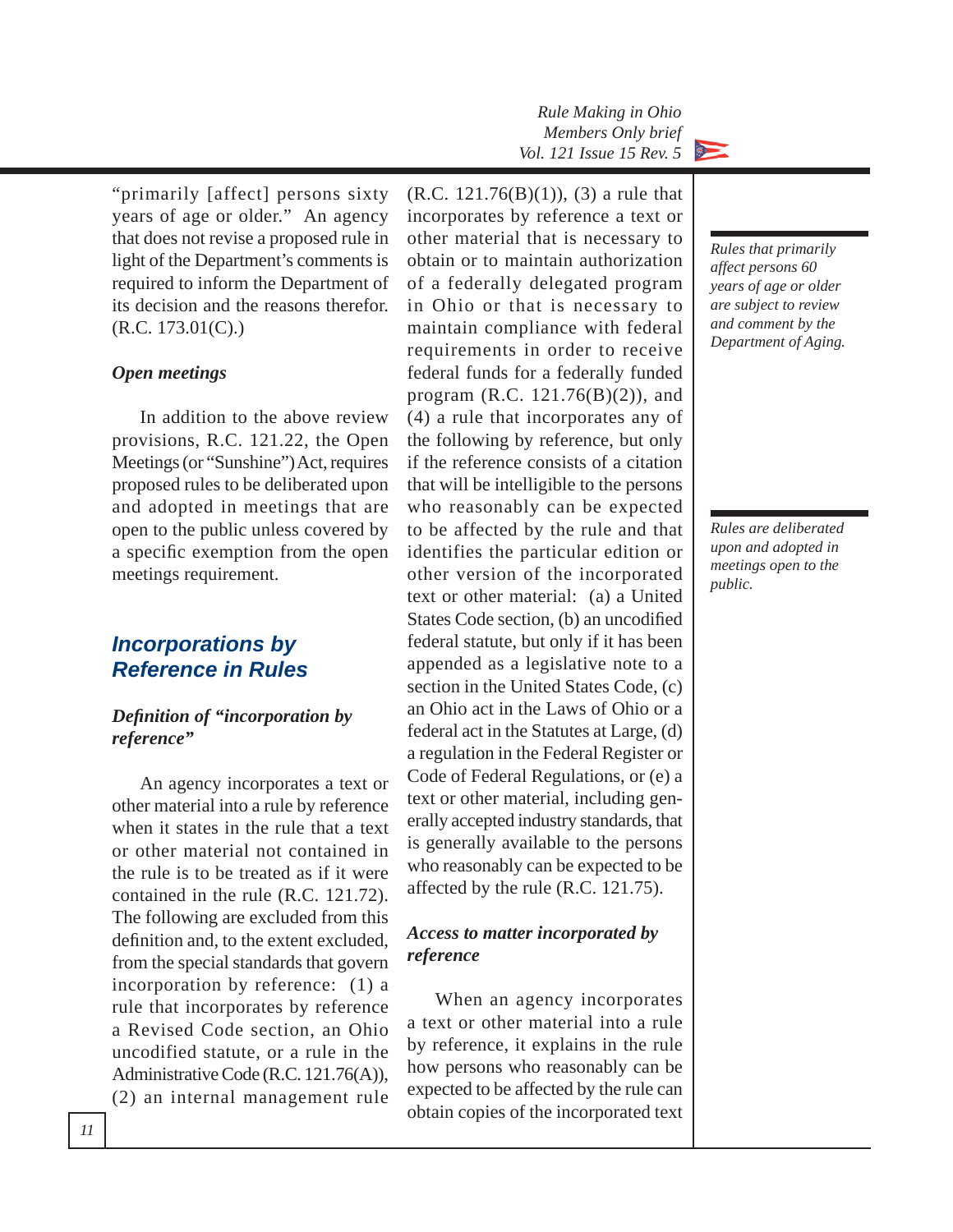"primarily [affect] persons sixty years of age or older." An agency that does not revise a proposed rule in light of the Department's comments is required to inform the Department of its decision and the reasons therefor. (R.C. 173.01(C).)

*Rules that primarily affect persons 60 years of age or older are subject to review and comment by the Department of Aging.*

### *Open meetings*

In addition to the above review provisions, R.C. 121.22, the Open Meetings (or "Sunshine") Act, requires proposed rules to be deliberated upon and adopted in meetings that are open to the public unless covered by a specific exemption from the open meetings requirement.

*Rules are deliberated upon and adopted in meetings open to the public.*

## Incorporations by Reference in Rules

### *Definition of "incorporation by reference"*

An agency incorporates a text or other material into a rule by reference when it states in the rule that a text or other material not contained in the rule is to be treated as if it were contained in the rule (R.C. 121.72). The following are excluded from this definition and, to the extent excluded, from the special standards that govern incorporation by reference: (1) a rule that incorporates by reference a Revised Code section, an Ohio uncodified statute, or a rule in the Administrative Code (R.C. 121.76(A)), (2) an internal management rule (R.C. 121.76(B)(1)), (3) a rule that incorporates by reference a text or other material that is necessary to obtain or to maintain authorization of a federally delegated program in Ohio or that is necessary to maintain compliance with federal requirements in order to receive federal funds for a federally funded program (R.C. 121.76(B)(2)), and (4) a rule that incorporates any of the following by reference, but only if the reference consists of a citation that will be intelligible to the persons who reasonably can be expected to be affected by the rule and that identifies the particular edition or other version of the incorporated text or other material: (a) a United States Code section, (b) an uncodified federal statute, but only if it has been appended as a legislative note to a section in the United States Code, (c) an Ohio act in the Laws of Ohio or a federal act in the Statutes at Large, (d) a regulation in the Federal Register or Code of Federal Regulations, or (e) a text or other material, including generally accepted industry standards, that is generally available to the persons who reasonably can be expected to be affected by the rule (R.C. 121.75).

### *Access to matter incorporated by reference*

When an agency incorporates a text or other material into a rule by reference, it explains in the rule how persons who reasonably can be expected to be affected by the rule can obtain copies of the incorporated text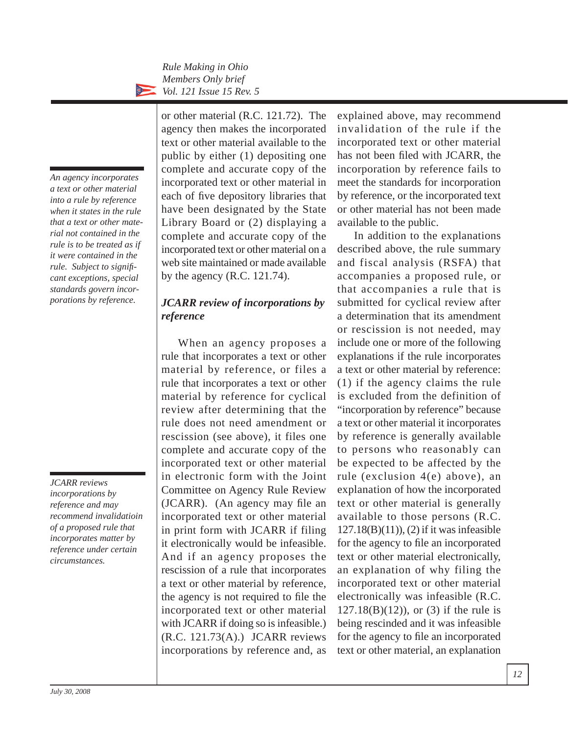or other material (R.C. 121.72). The agency then makes the incorporated text or other material available to the public by either (1) depositing one complete and accurate copy of the incorporated text or other material in each of five depository libraries that have been designated by the State Library Board or (2) displaying a complete and accurate copy of the incorporated text or other material on a web site maintained or made available by the agency (R.C. 121.74).

*An agency incorporates a text or other material into a rule by reference when it states in the rule that a text or other material not contained in the rule is to be treated as if it were contained in the rule. Subject to significant exceptions, special standards govern incorporations by reference.*

### *JCARR review of incorporations by reference*

When an agency proposes a rule that incorporates a text or other material by reference, or files a rule that incorporates a text or other material by reference for cyclical review after determining that the rule does not need amendment or rescission (see above), it files one complete and accurate copy of the incorporated text or other material in electronic form with the Joint Committee on Agency Rule Review (JCARR). (An agency may file an incorporated text or other material in print form with JCARR if filing it electronically would be infeasible. And if an agency proposes the rescission of a rule that incorporates a text or other material by reference, the agency is not required to file the incorporated text or other material with JCARR if doing so is infeasible.) (R.C. 121.73(A).) JCARR reviews incorporations by reference and, as explained above, may recommend invalidation of the rule if the incorporated text or other material has not been filed with JCARR, the incorporation by reference fails to meet the standards for incorporation by reference, or the incorporated text or other material has not been made available to the public.

*JCARR reviews incorporations by reference and may recommend invalidatioin of a proposed rule that incorporates matter by reference under certain circumstances.*

In addition to the explanations described above, the rule summary and fiscal analysis (RSFA) that accompanies a proposed rule, or that accompanies a rule that is submitted for cyclical review after a determination that its amendment or rescission is not needed, may include one or more of the following explanations if the rule incorporates a text or other material by reference: (1) if the agency claims the rule is excluded from the definition of "incorporation by reference" because a text or other material it incorporates by reference is generally available to persons who reasonably can be expected to be affected by the rule (exclusion 4(e) above), an explanation of how the incorporated text or other material is generally available to those persons (R.C. 127.18(B)(11)), (2) if it was infeasible for the agency to file an incorporated text or other material electronically, an explanation of why filing the incorporated text or other material electronically was infeasible (R.C. 127.18(B)(12)), or (3) if the rule is being rescinded and it was infeasible for the agency to file an incorporated text or other material, an explanation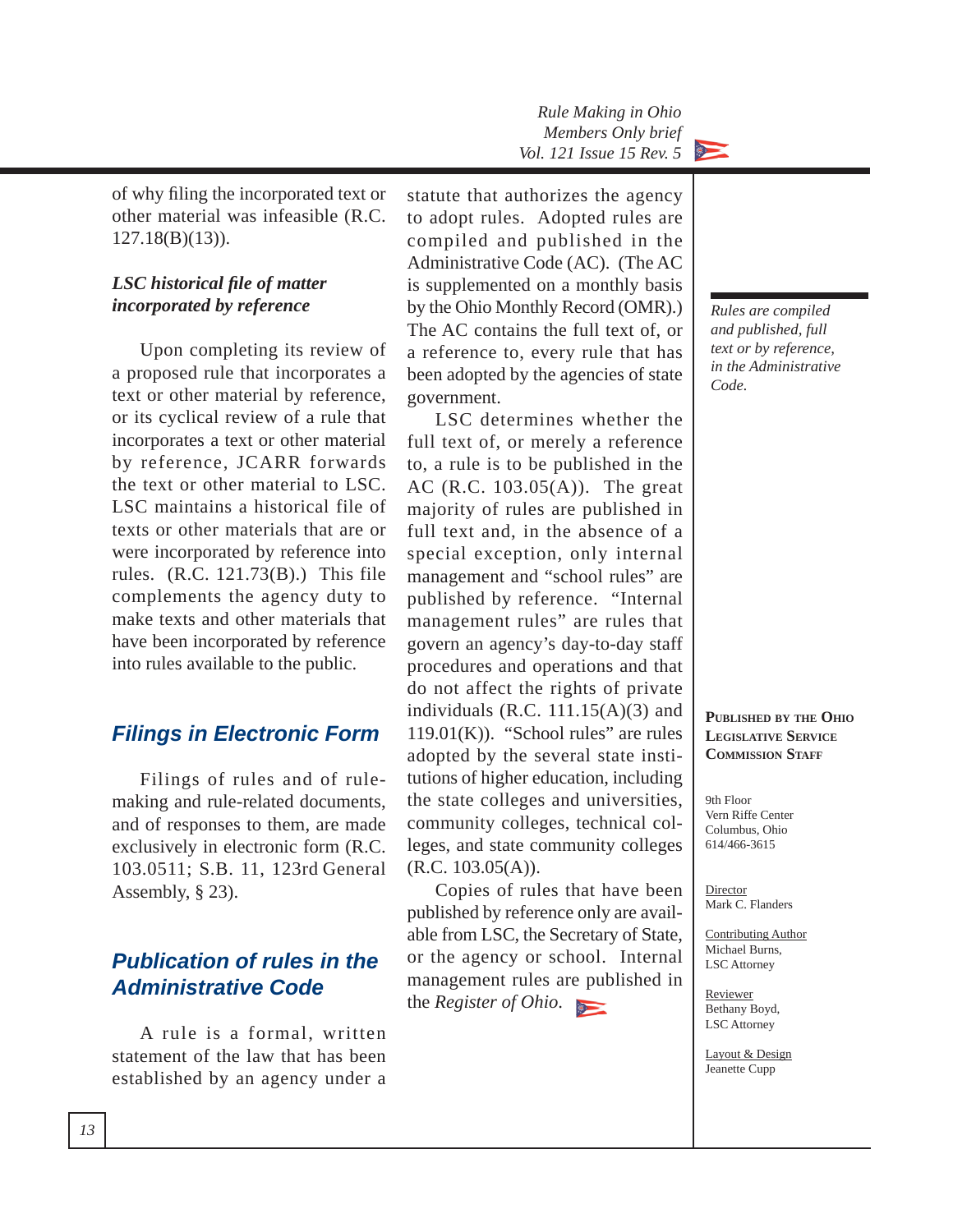of why filing the incorporated text or other material was infeasible (R.C. 127.18(B)(13)).

***LSC historical file of matter incorporated by reference***

Upon completing its review of a proposed rule that incorporates a text or other material by reference, or its cyclical review of a rule that incorporates a text or other material by reference, JCARR forwards the text or other material to LSC. LSC maintains a historical file of texts or other materials that are or were incorporated by reference into rules. (R.C. 121.73(B).) This file complements the agency duty to make texts and other materials that have been incorporated by reference into rules available to the public.

## Filings in Electronic Form

Filings of rules and of rule-making and rule-related documents, and of responses to them, are made exclusively in electronic form (R.C. 103.0511; S.B. 11, 123rd General Assembly, § 23).

## Publication of rules in the Administrative Code

A rule is a formal, written statement of the law that has been established by an agency under a statute that authorizes the agency to adopt rules. Adopted rules are compiled and published in the Administrative Code (AC). (The AC is supplemented on a monthly basis by the Ohio Monthly Record (OMR).) The AC contains the full text of, or a reference to, every rule that has been adopted by the agencies of state government.

*Rules are compiled and published, full text or by reference, in the Administrative Code.*

LSC determines whether the full text of, or merely a reference to, a rule is to be published in the AC (R.C. 103.05(A)). The great majority of rules are published in full text and, in the absence of a special exception, only internal management and "school rules" are published by reference. "Internal management rules" are rules that govern an agency's day-to-day staff procedures and operations and that do not affect the rights of private individuals (R.C. 111.15(A)(3) and 119.01(K)). "School rules" are rules adopted by the several state institutions of higher education, including the state colleges and universities, community colleges, technical colleges, and state community colleges (R.C. 103.05(A)).

Copies of rules that have been published by reference only are available from LSC, the Secretary of State, or the agency or school. Internal management rules are published in the *Register of Ohio*.

**Published by the Ohio Legislative Service Commission Staff**

9th Floor
Vern Riffe Center
Columbus, Ohio
614/466-3615

Director
Mark C. Flanders

Contributing Author
Michael Burns,
LSC Attorney

Reviewer
Bethany Boyd,
LSC Attorney

Layout & Design
Jeanette Cupp